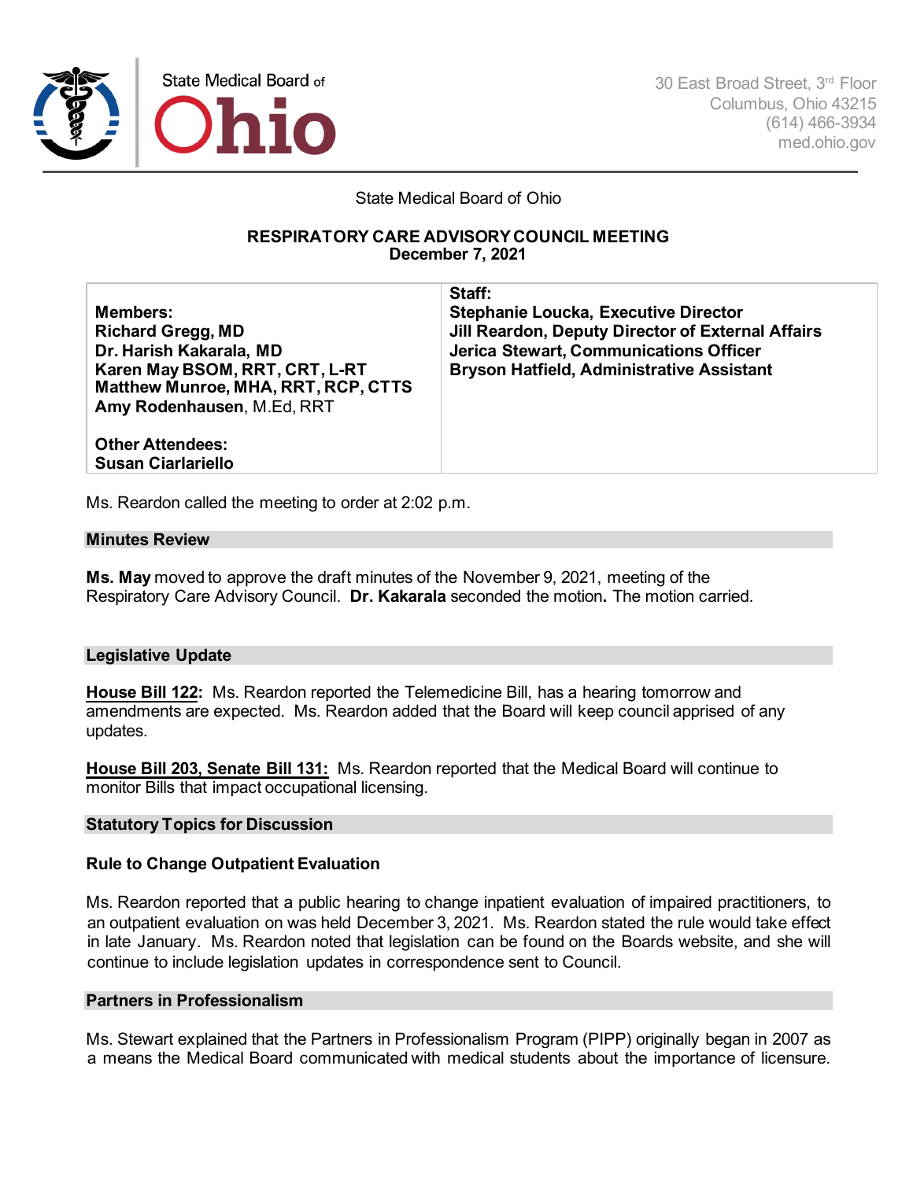State Medical Board of Ohio

30 East Broad Street, 3rd Floor
Columbus, Ohio 43215
(614) 466-3934
med.ohio.gov

State Medical Board of Ohio

**RESPIRATORY CARE ADVISORY COUNCIL MEETING**
**December 7, 2021**

| **Members:**<br>**Richard Gregg, MD**<br>**Dr. Harish Kakarala, MD**<br>**Karen May BSOM, RRT, CRT, L-RT**<br>**Matthew Munroe, MHA, RRT, RCP, CTTS**<br>**Amy Rodenhausen**, M.Ed, RRT<br><br>**Other Attendees:**<br>**Susan Ciarlariello** | **Staff:**<br>**Stephanie Loucka, Executive Director**<br>**Jill Reardon, Deputy Director of External Affairs**<br>**Jerica Stewart, Communications Officer**<br>**Bryson Hatfield, Administrative Assistant** |
|---|---|

Ms. Reardon called the meeting to order at 2:02 p.m.

## Minutes Review

**Ms. May** moved to approve the draft minutes of the November 9, 2021, meeting of the Respiratory Care Advisory Council. **Dr. Kakarala** seconded the motion**.** The motion carried.

## Legislative Update

**House Bill 122:** Ms. Reardon reported the Telemedicine Bill, has a hearing tomorrow and amendments are expected. Ms. Reardon added that the Board will keep council apprised of any updates.

**House Bill 203, Senate Bill 131:** Ms. Reardon reported that the Medical Board will continue to monitor Bills that impact occupational licensing.

## Statutory Topics for Discussion

### Rule to Change Outpatient Evaluation

Ms. Reardon reported that a public hearing to change inpatient evaluation of impaired practitioners, to an outpatient evaluation on was held December 3, 2021. Ms. Reardon stated the rule would take effect in late January. Ms. Reardon noted that legislation can be found on the Boards website, and she will continue to include legislation updates in correspondence sent to Council.

## Partners in Professionalism

Ms. Stewart explained that the Partners in Professionalism Program (PIPP) originally began in 2007 as a means the Medical Board communicated with medical students about the importance of licensure.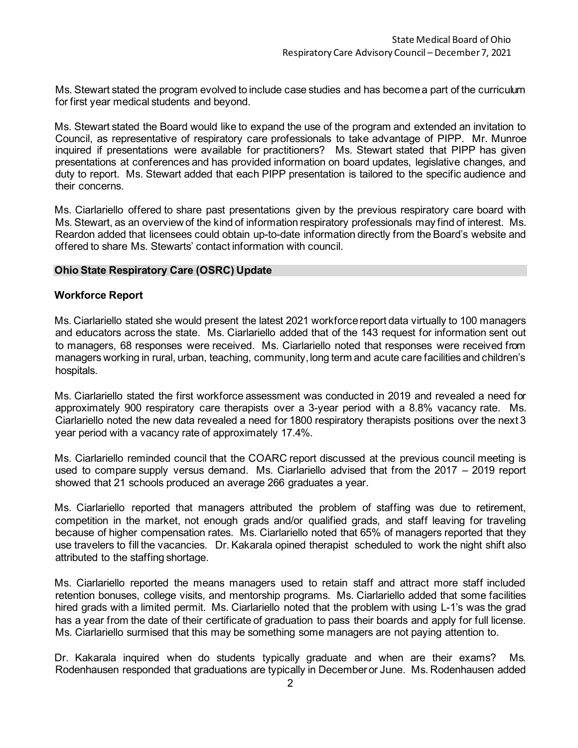Ms. Stewart stated the program evolved to include case studies and has become a part of the curriculum for first year medical students and beyond.

Ms. Stewart stated the Board would like to expand the use of the program and extended an invitation to Council, as representative of respiratory care professionals to take advantage of PIPP. Mr. Munroe inquired if presentations were available for practitioners? Ms. Stewart stated that PIPP has given presentations at conferences and has provided information on board updates, legislative changes, and duty to report. Ms. Stewart added that each PIPP presentation is tailored to the specific audience and their concerns.

Ms. Ciarlariello offered to share past presentations given by the previous respiratory care board with Ms. Stewart, as an overview of the kind of information respiratory professionals may find of interest. Ms. Reardon added that licensees could obtain up-to-date information directly from the Board's website and offered to share Ms. Stewarts' contact information with council.

## Ohio State Respiratory Care (OSRC) Update

### Workforce Report

Ms. Ciarlariello stated she would present the latest 2021 workforce report data virtually to 100 managers and educators across the state. Ms. Ciarlariello added that of the 143 request for information sent out to managers, 68 responses were received. Ms. Ciarlariello noted that responses were received from managers working in rural, urban, teaching, community, long term and acute care facilities and children's hospitals.

Ms. Ciarlariello stated the first workforce assessment was conducted in 2019 and revealed a need for approximately 900 respiratory care therapists over a 3-year period with a 8.8% vacancy rate. Ms. Ciarlariello noted the new data revealed a need for 1800 respiratory therapists positions over the next 3 year period with a vacancy rate of approximately 17.4%.

Ms. Ciarlariello reminded council that the COARC report discussed at the previous council meeting is used to compare supply versus demand. Ms. Ciarlariello advised that from the 2017 – 2019 report showed that 21 schools produced an average 266 graduates a year.

Ms. Ciarlariello reported that managers attributed the problem of staffing was due to retirement, competition in the market, not enough grads and/or qualified grads, and staff leaving for traveling because of higher compensation rates. Ms. Ciarlariello noted that 65% of managers reported that they use travelers to fill the vacancies. Dr. Kakarala opined therapist scheduled to work the night shift also attributed to the staffing shortage.

Ms. Ciarlariello reported the means managers used to retain staff and attract more staff included retention bonuses, college visits, and mentorship programs. Ms. Ciarlariello added that some facilities hired grads with a limited permit. Ms. Ciarlariello noted that the problem with using L-1's was the grad has a year from the date of their certificate of graduation to pass their boards and apply for full license. Ms. Ciarlariello surmised that this may be something some managers are not paying attention to.

Dr. Kakarala inquired when do students typically graduate and when are their exams? Ms. Rodenhausen responded that graduations are typically in December or June. Ms. Rodenhausen added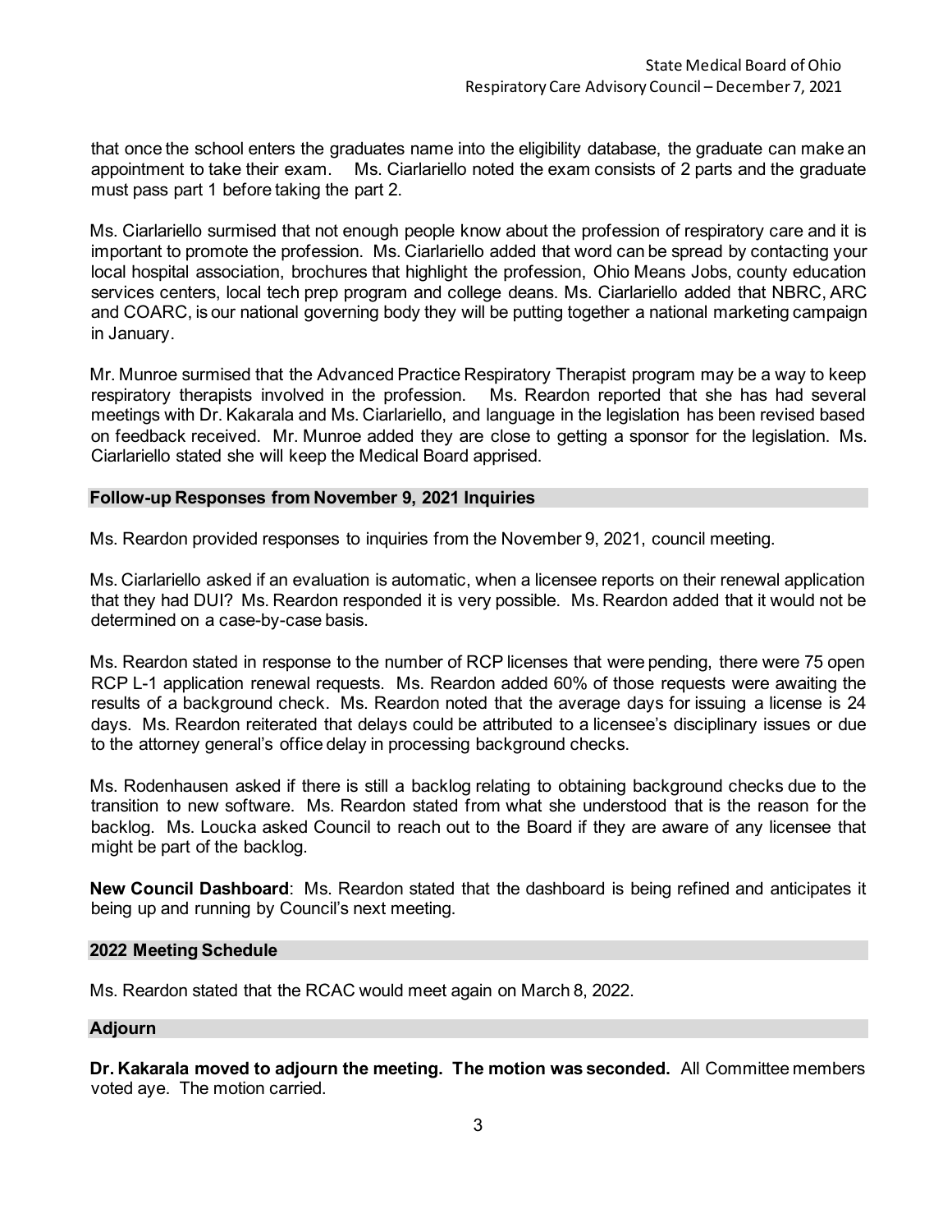that once the school enters the graduates name into the eligibility database, the graduate can make an appointment to take their exam. Ms. Ciarlariello noted the exam consists of 2 parts and the graduate must pass part 1 before taking the part 2.

Ms. Ciarlariello surmised that not enough people know about the profession of respiratory care and it is important to promote the profession. Ms. Ciarlariello added that word can be spread by contacting your local hospital association, brochures that highlight the profession, Ohio Means Jobs, county education services centers, local tech prep program and college deans. Ms. Ciarlariello added that NBRC, ARC and COARC, is our national governing body they will be putting together a national marketing campaign in January.

Mr. Munroe surmised that the Advanced Practice Respiratory Therapist program may be a way to keep respiratory therapists involved in the profession. Ms. Reardon reported that she has had several meetings with Dr. Kakarala and Ms. Ciarlariello, and language in the legislation has been revised based on feedback received. Mr. Munroe added they are close to getting a sponsor for the legislation. Ms. Ciarlariello stated she will keep the Medical Board apprised.

## Follow-up Responses from November 9, 2021 Inquiries

Ms. Reardon provided responses to inquiries from the November 9, 2021, council meeting.

Ms. Ciarlariello asked if an evaluation is automatic, when a licensee reports on their renewal application that they had DUI? Ms. Reardon responded it is very possible. Ms. Reardon added that it would not be determined on a case-by-case basis.

Ms. Reardon stated in response to the number of RCP licenses that were pending, there were 75 open RCP L-1 application renewal requests. Ms. Reardon added 60% of those requests were awaiting the results of a background check. Ms. Reardon noted that the average days for issuing a license is 24 days. Ms. Reardon reiterated that delays could be attributed to a licensee's disciplinary issues or due to the attorney general's office delay in processing background checks.

Ms. Rodenhausen asked if there is still a backlog relating to obtaining background checks due to the transition to new software. Ms. Reardon stated from what she understood that is the reason for the backlog. Ms. Loucka asked Council to reach out to the Board if they are aware of any licensee that might be part of the backlog.

**New Council Dashboard**: Ms. Reardon stated that the dashboard is being refined and anticipates it being up and running by Council's next meeting.

## 2022 Meeting Schedule

Ms. Reardon stated that the RCAC would meet again on March 8, 2022.

## Adjourn

**Dr. Kakarala moved to adjourn the meeting. The motion was seconded.** All Committee members voted aye. The motion carried.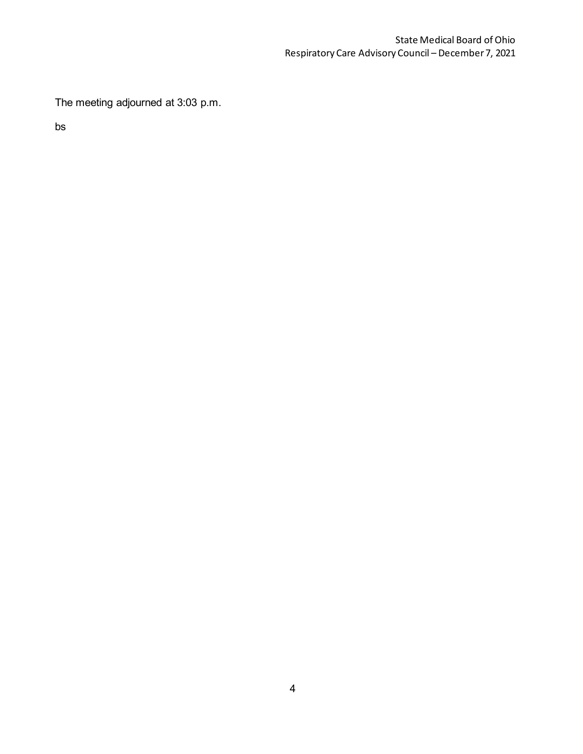The meeting adjourned at 3:03 p.m.

bs